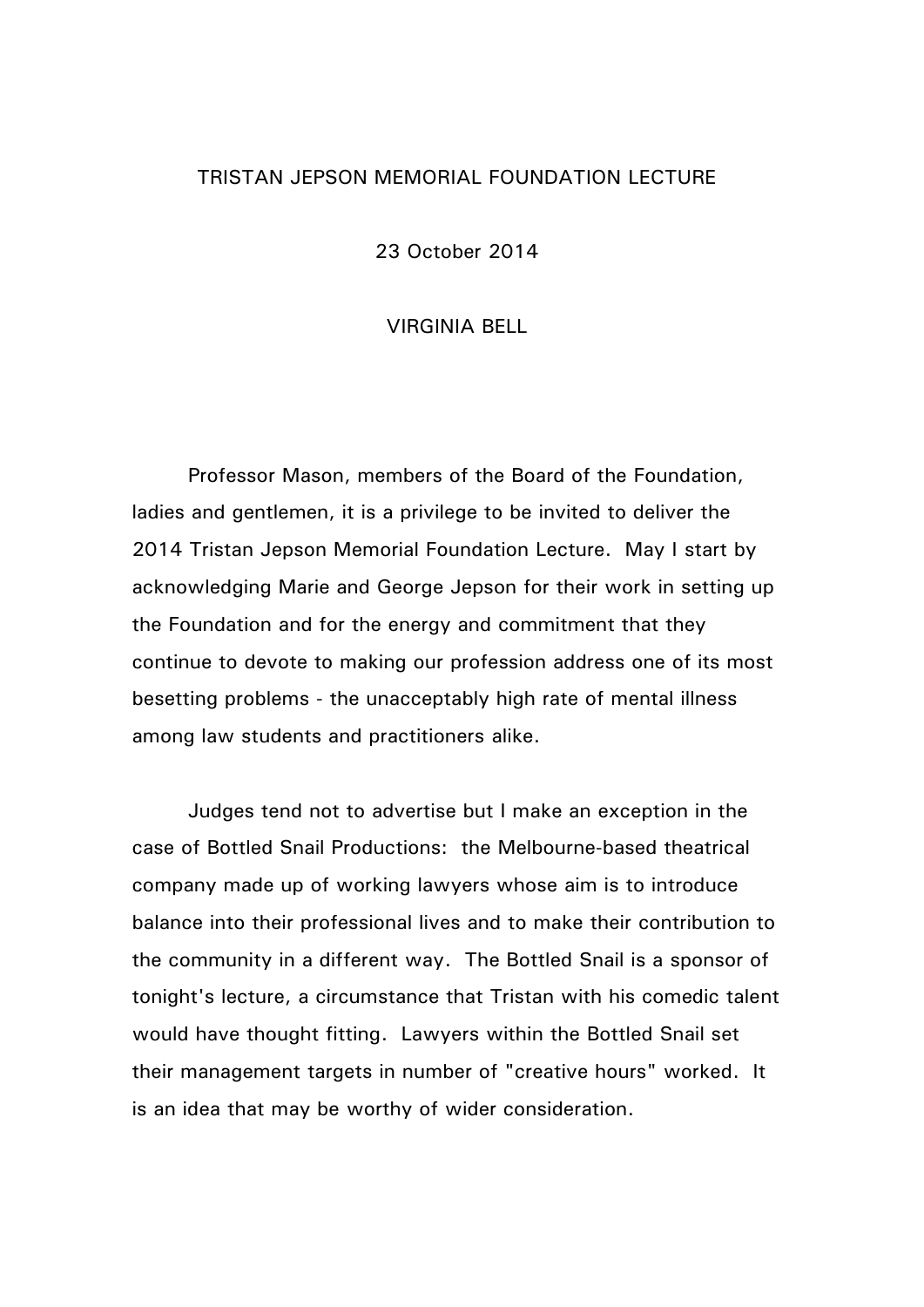# TRISTAN JEPSON MEMORIAL FOUNDATION LECTURE

23 October 2014

VIRGINIA BELL

Professor Mason, members of the Board of the Foundation, ladies and gentlemen, it is a privilege to be invited to deliver the 2014 Tristan Jepson Memorial Foundation Lecture. May I start by acknowledging Marie and George Jepson for their work in setting up the Foundation and for the energy and commitment that they continue to devote to making our profession address one of its most besetting problems - the unacceptably high rate of mental illness among law students and practitioners alike.

Judges tend not to advertise but I make an exception in the case of Bottled Snail Productions: the Melbourne-based theatrical company made up of working lawyers whose aim is to introduce balance into their professional lives and to make their contribution to the community in a different way. The Bottled Snail is a sponsor of tonight's lecture, a circumstance that Tristan with his comedic talent would have thought fitting. Lawyers within the Bottled Snail set their management targets in number of "creative hours" worked. It is an idea that may be worthy of wider consideration.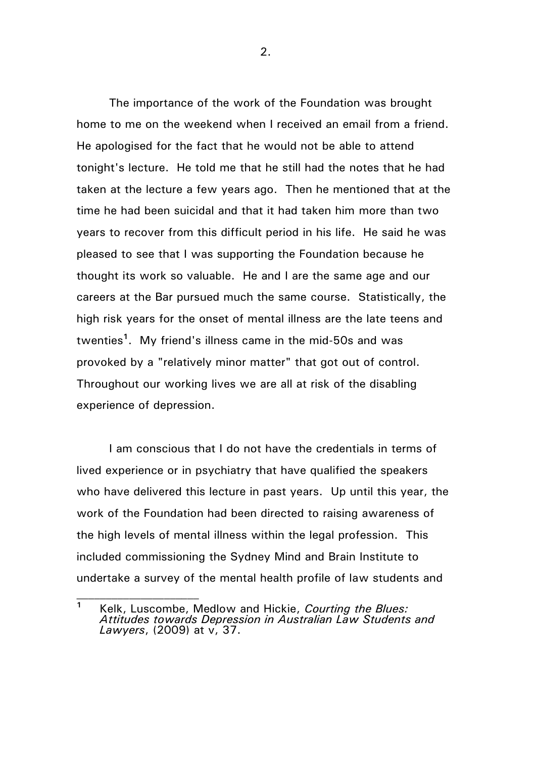The importance of the work of the Foundation was brought home to me on the weekend when I received an email from a friend. He apologised for the fact that he would not be able to attend tonight's lecture. He told me that he still had the notes that he had taken at the lecture a few years ago. Then he mentioned that at the time he had been suicidal and that it had taken him more than two years to recover from this difficult period in his life. He said he was pleased to see that I was supporting the Foundation because he thought its work so valuable. He and I are the same age and our careers at the Bar pursued much the same course. Statistically, the high risk years for the onset of mental illness are the late teens and twenties[1]. My friend's illness came in the mid-50s and was provoked by a "relatively minor matter" that got out of control. Throughout our working lives we are all at risk of the disabling experience of depression.

I am conscious that I do not have the credentials in terms of lived experience or in psychiatry that have qualified the speakers who have delivered this lecture in past years. Up until this year, the work of the Foundation had been directed to raising awareness of the high levels of mental illness within the legal profession. This included commissioning the Sydney Mind and Brain Institute to undertake a survey of the mental health profile of law students and

---

[1] Kelk, Luscombe, Medlow and Hickie, *Courting the Blues: Attitudes towards Depression in Australian Law Students and Lawyers*, (2009) at v, 37.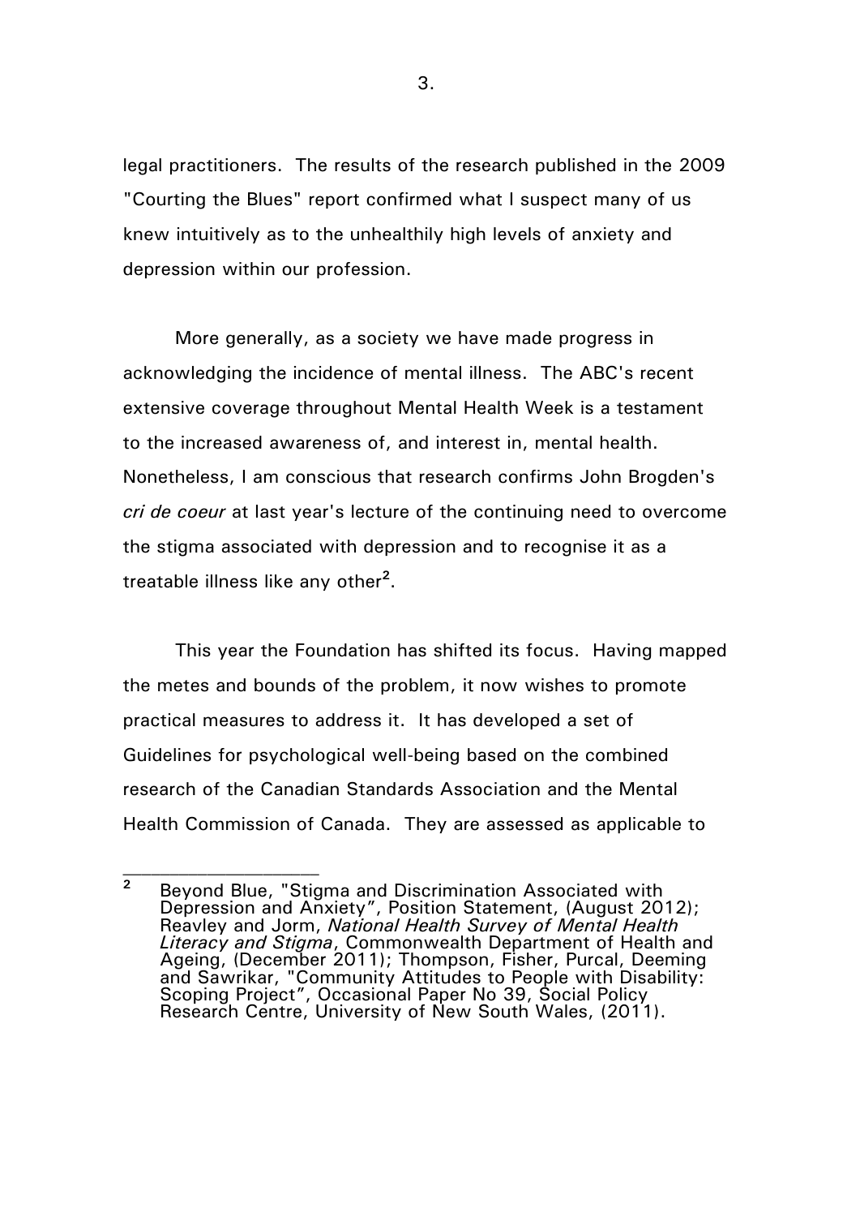legal practitioners. The results of the research published in the 2009 "Courting the Blues" report confirmed what I suspect many of us knew intuitively as to the unhealthily high levels of anxiety and depression within our profession.

More generally, as a society we have made progress in acknowledging the incidence of mental illness. The ABC's recent extensive coverage throughout Mental Health Week is a testament to the increased awareness of, and interest in, mental health. Nonetheless, I am conscious that research confirms John Brogden's *cri de coeur* at last year's lecture of the continuing need to overcome the stigma associated with depression and to recognise it as a treatable illness like any other[2].

This year the Foundation has shifted its focus. Having mapped the metes and bounds of the problem, it now wishes to promote practical measures to address it. It has developed a set of Guidelines for psychological well-being based on the combined research of the Canadian Standards Association and the Mental Health Commission of Canada. They are assessed as applicable to

---

[2] Beyond Blue, "Stigma and Discrimination Associated with Depression and Anxiety", Position Statement, (August 2012); Reavley and Jorm, *National Health Survey of Mental Health Literacy and Stigma*, Commonwealth Department of Health and Ageing, (December 2011); Thompson, Fisher, Purcal, Deeming and Sawrikar, "Community Attitudes to People with Disability: Scoping Project", Occasional Paper No 39, Social Policy Research Centre, University of New South Wales, (2011).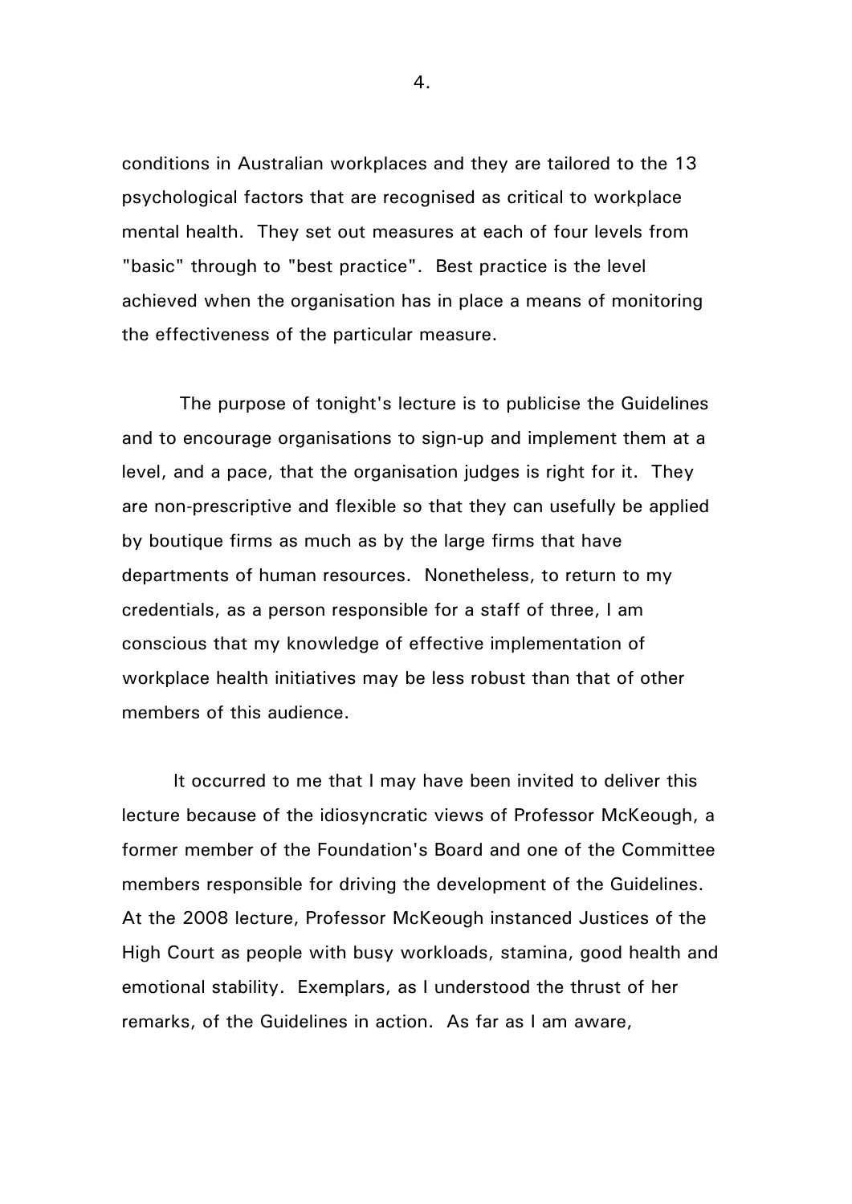conditions in Australian workplaces and they are tailored to the 13 psychological factors that are recognised as critical to workplace mental health. They set out measures at each of four levels from "basic" through to "best practice". Best practice is the level achieved when the organisation has in place a means of monitoring the effectiveness of the particular measure.

The purpose of tonight's lecture is to publicise the Guidelines and to encourage organisations to sign-up and implement them at a level, and a pace, that the organisation judges is right for it. They are non-prescriptive and flexible so that they can usefully be applied by boutique firms as much as by the large firms that have departments of human resources. Nonetheless, to return to my credentials, as a person responsible for a staff of three, I am conscious that my knowledge of effective implementation of workplace health initiatives may be less robust than that of other members of this audience.

It occurred to me that I may have been invited to deliver this lecture because of the idiosyncratic views of Professor McKeough, a former member of the Foundation's Board and one of the Committee members responsible for driving the development of the Guidelines. At the 2008 lecture, Professor McKeough instanced Justices of the High Court as people with busy workloads, stamina, good health and emotional stability. Exemplars, as I understood the thrust of her remarks, of the Guidelines in action. As far as I am aware,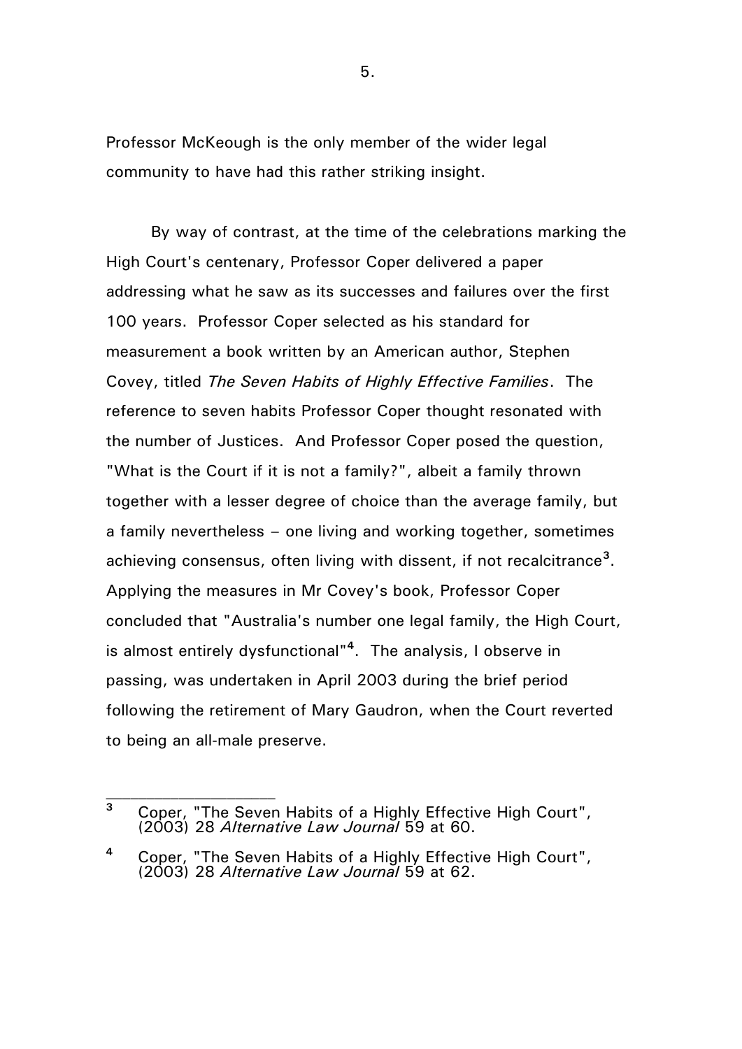Professor McKeough is the only member of the wider legal community to have had this rather striking insight.

By way of contrast, at the time of the celebrations marking the High Court's centenary, Professor Coper delivered a paper addressing what he saw as its successes and failures over the first 100 years. Professor Coper selected as his standard for measurement a book written by an American author, Stephen Covey, titled *The Seven Habits of Highly Effective Families*. The reference to seven habits Professor Coper thought resonated with the number of Justices. And Professor Coper posed the question, "What is the Court if it is not a family?", albeit a family thrown together with a lesser degree of choice than the average family, but a family nevertheless – one living and working together, sometimes achieving consensus, often living with dissent, if not recalcitrance[3]. Applying the measures in Mr Covey's book, Professor Coper concluded that "Australia's number one legal family, the High Court, is almost entirely dysfunctional"[4]. The analysis, I observe in passing, was undertaken in April 2003 during the brief period following the retirement of Mary Gaudron, when the Court reverted to being an all-male preserve.

---

[3] Coper, "The Seven Habits of a Highly Effective High Court", (2003) 28 *Alternative Law Journal* 59 at 60.

[4] Coper, "The Seven Habits of a Highly Effective High Court", (2003) 28 *Alternative Law Journal* 59 at 62.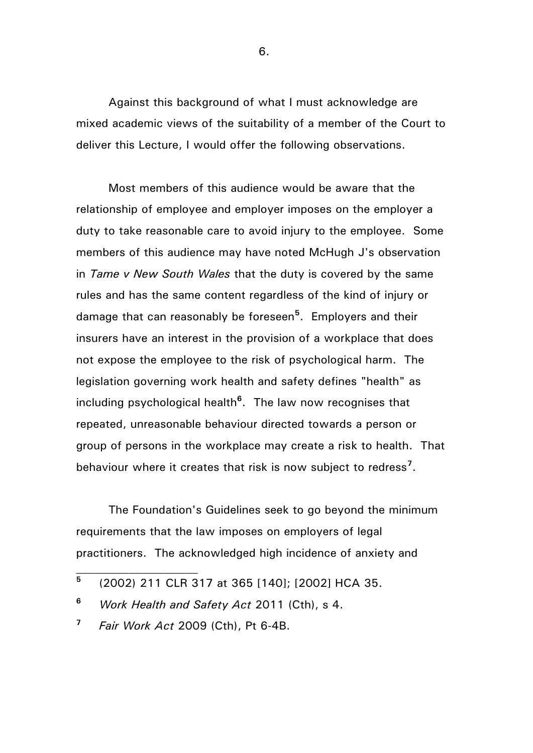Against this background of what I must acknowledge are mixed academic views of the suitability of a member of the Court to deliver this Lecture, I would offer the following observations.

Most members of this audience would be aware that the relationship of employee and employer imposes on the employer a duty to take reasonable care to avoid injury to the employee. Some members of this audience may have noted McHugh J's observation in *Tame v New South Wales* that the duty is covered by the same rules and has the same content regardless of the kind of injury or damage that can reasonably be foreseen[5]. Employers and their insurers have an interest in the provision of a workplace that does not expose the employee to the risk of psychological harm. The legislation governing work health and safety defines "health" as including psychological health[6]. The law now recognises that repeated, unreasonable behaviour directed towards a person or group of persons in the workplace may create a risk to health. That behaviour where it creates that risk is now subject to redress[7].

The Foundation's Guidelines seek to go beyond the minimum requirements that the law imposes on employers of legal practitioners. The acknowledged high incidence of anxiety and

---

[5] (2002) 211 CLR 317 at 365 [140]; [2002] HCA 35.

[6] *Work Health and Safety Act* 2011 (Cth), s 4.

[7] *Fair Work Act* 2009 (Cth), Pt 6-4B.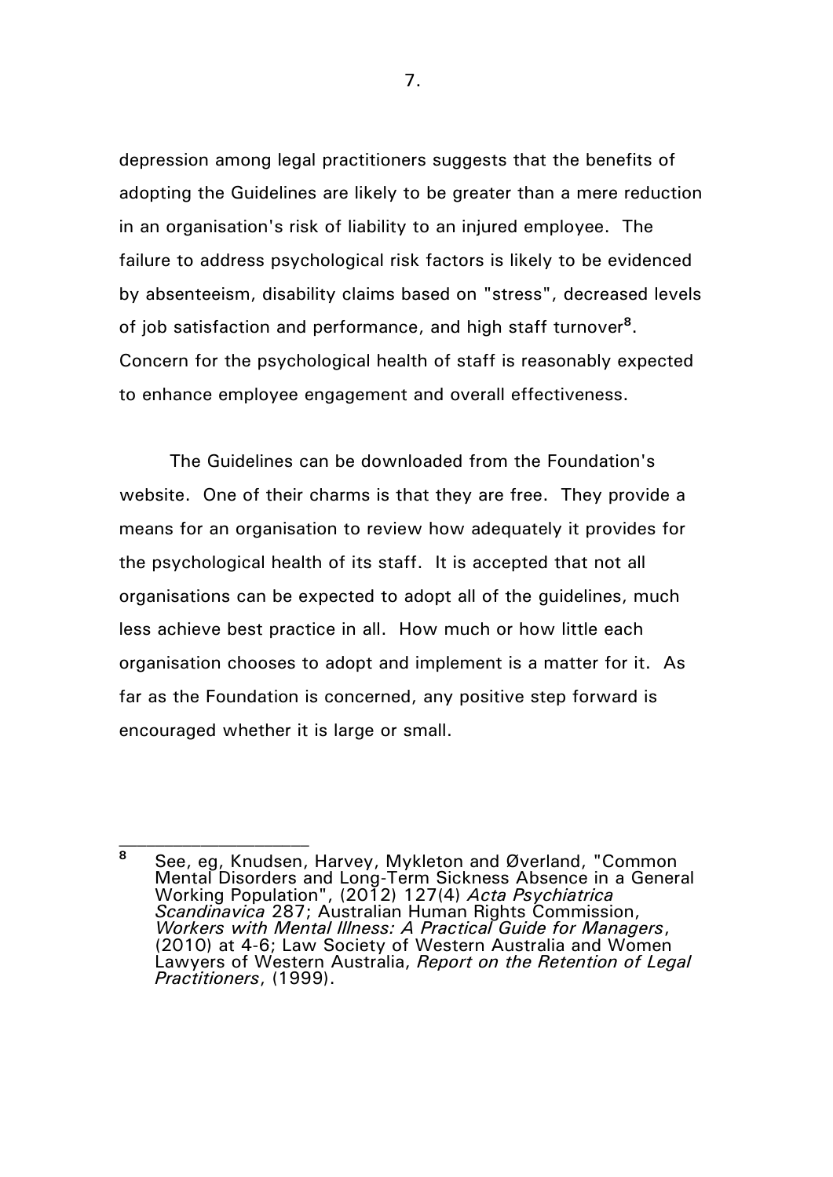depression among legal practitioners suggests that the benefits of adopting the Guidelines are likely to be greater than a mere reduction in an organisation's risk of liability to an injured employee. The failure to address psychological risk factors is likely to be evidenced by absenteeism, disability claims based on "stress", decreased levels of job satisfaction and performance, and high staff turnover[8]. Concern for the psychological health of staff is reasonably expected to enhance employee engagement and overall effectiveness.

The Guidelines can be downloaded from the Foundation's website. One of their charms is that they are free. They provide a means for an organisation to review how adequately it provides for the psychological health of its staff. It is accepted that not all organisations can be expected to adopt all of the guidelines, much less achieve best practice in all. How much or how little each organisation chooses to adopt and implement is a matter for it. As far as the Foundation is concerned, any positive step forward is encouraged whether it is large or small.

---

[8] See, eg, Knudsen, Harvey, Mykleton and Øverland, "Common Mental Disorders and Long-Term Sickness Absence in a General Working Population", (2012) 127(4) *Acta Psychiatrica Scandinavica* 287; Australian Human Rights Commission, *Workers with Mental Illness: A Practical Guide for Managers*, (2010) at 4-6; Law Society of Western Australia and Women Lawyers of Western Australia, *Report on the Retention of Legal Practitioners*, (1999).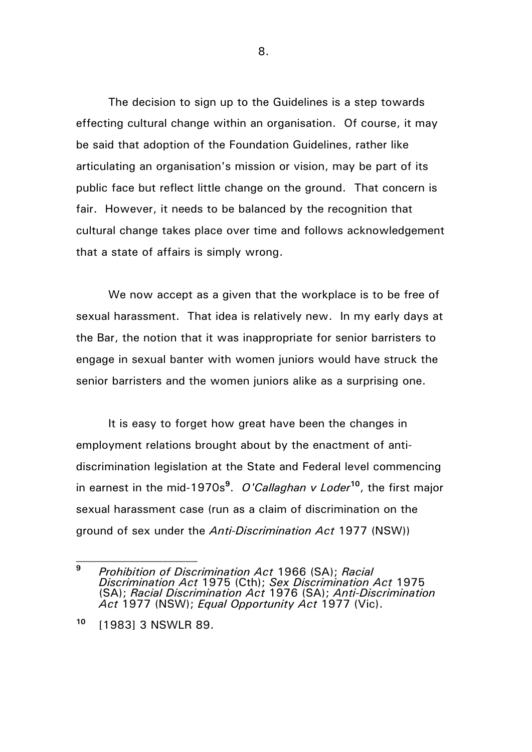The decision to sign up to the Guidelines is a step towards effecting cultural change within an organisation. Of course, it may be said that adoption of the Foundation Guidelines, rather like articulating an organisation's mission or vision, may be part of its public face but reflect little change on the ground. That concern is fair. However, it needs to be balanced by the recognition that cultural change takes place over time and follows acknowledgement that a state of affairs is simply wrong.

We now accept as a given that the workplace is to be free of sexual harassment. That idea is relatively new. In my early days at the Bar, the notion that it was inappropriate for senior barristers to engage in sexual banter with women juniors would have struck the senior barristers and the women juniors alike as a surprising one.

It is easy to forget how great have been the changes in employment relations brought about by the enactment of anti-discrimination legislation at the State and Federal level commencing in earnest in the mid-1970s[9]. *O'Callaghan v Loder*[10], the first major sexual harassment case (run as a claim of discrimination on the ground of sex under the *Anti-Discrimination Act* 1977 (NSW))

---

[9] *Prohibition of Discrimination Act* 1966 (SA); *Racial Discrimination Act* 1975 (Cth); *Sex Discrimination Act* 1975 (SA); *Racial Discrimination Act* 1976 (SA); *Anti-Discrimination Act* 1977 (NSW); *Equal Opportunity Act* 1977 (Vic).

[10] [1983] 3 NSWLR 89.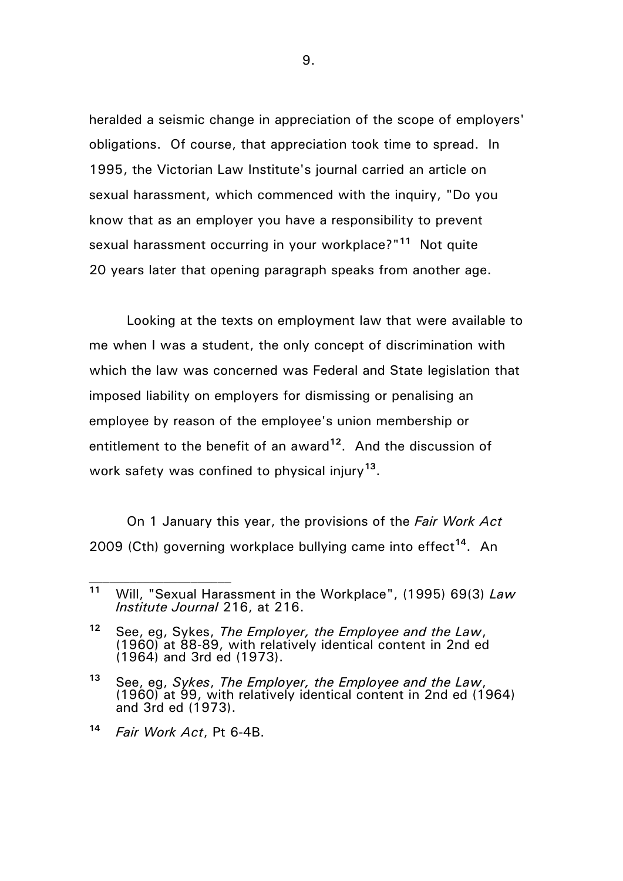heralded a seismic change in appreciation of the scope of employers' obligations. Of course, that appreciation took time to spread. In 1995, the Victorian Law Institute's journal carried an article on sexual harassment, which commenced with the inquiry, "Do you know that as an employer you have a responsibility to prevent sexual harassment occurring in your workplace?"[11] Not quite 20 years later that opening paragraph speaks from another age.

Looking at the texts on employment law that were available to me when I was a student, the only concept of discrimination with which the law was concerned was Federal and State legislation that imposed liability on employers for dismissing or penalising an employee by reason of the employee's union membership or entitlement to the benefit of an award[12]. And the discussion of work safety was confined to physical injury[13].

On 1 January this year, the provisions of the *Fair Work Act* 2009 (Cth) governing workplace bullying came into effect[14]. An

---

[11] Will, "Sexual Harassment in the Workplace", (1995) 69(3) *Law Institute Journal* 216, at 216.

[12] See, eg, Sykes, *The Employer, the Employee and the Law*, (1960) at 88-89, with relatively identical content in 2nd ed (1964) and 3rd ed (1973).

[13] See, eg, *Sykes*, *The Employer, the Employee and the Law*, (1960) at 99, with relatively identical content in 2nd ed (1964) and 3rd ed (1973).

[14] *Fair Work Act*, Pt 6-4B.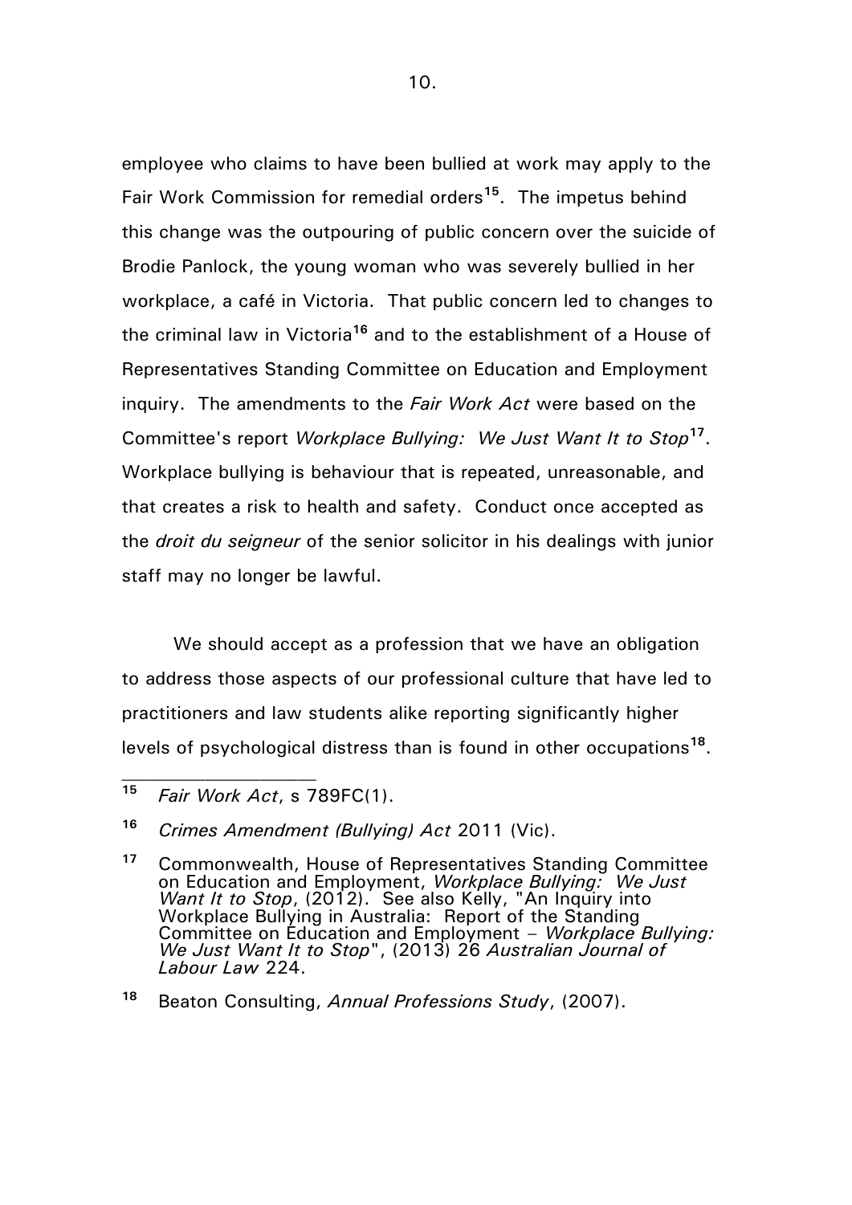employee who claims to have been bullied at work may apply to the Fair Work Commission for remedial orders[15]. The impetus behind this change was the outpouring of public concern over the suicide of Brodie Panlock, the young woman who was severely bullied in her workplace, a café in Victoria. That public concern led to changes to the criminal law in Victoria[16] and to the establishment of a House of Representatives Standing Committee on Education and Employment inquiry. The amendments to the *Fair Work Act* were based on the Committee's report *Workplace Bullying: We Just Want It to Stop*[17]. Workplace bullying is behaviour that is repeated, unreasonable, and that creates a risk to health and safety. Conduct once accepted as the *droit du seigneur* of the senior solicitor in his dealings with junior staff may no longer be lawful.

We should accept as a profession that we have an obligation to address those aspects of our professional culture that have led to practitioners and law students alike reporting significantly higher levels of psychological distress than is found in other occupations[18].

---

[15] *Fair Work Act*, s 789FC(1).

[16] *Crimes Amendment (Bullying) Act* 2011 (Vic).

[17] Commonwealth, House of Representatives Standing Committee on Education and Employment, *Workplace Bullying: We Just Want It to Stop*, (2012). See also Kelly, "An Inquiry into Workplace Bullying in Australia: Report of the Standing Committee on Education and Employment – *Workplace Bullying: We Just Want It to Stop*", (2013) 26 *Australian Journal of Labour Law* 224.

[18] Beaton Consulting, *Annual Professions Study*, (2007).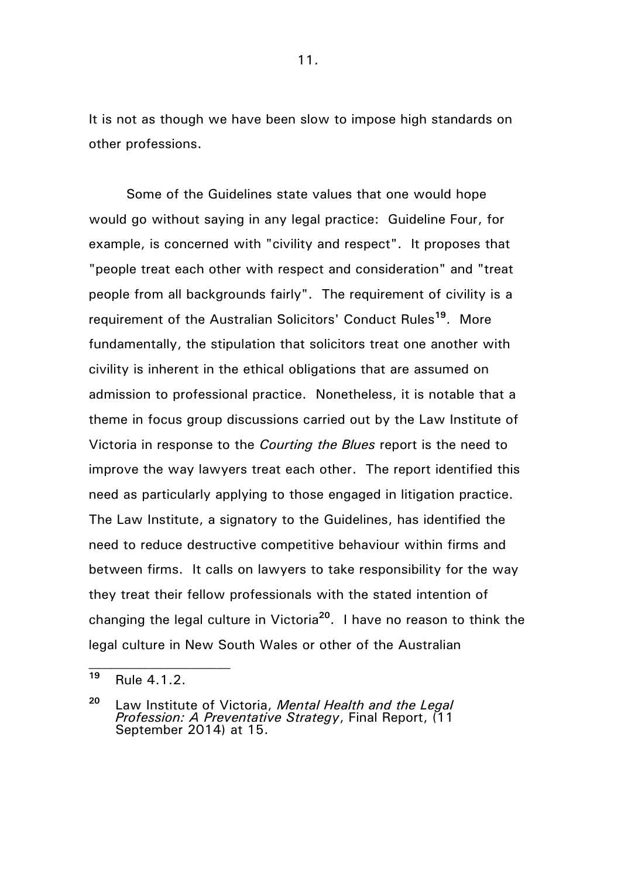It is not as though we have been slow to impose high standards on other professions.

Some of the Guidelines state values that one would hope would go without saying in any legal practice: Guideline Four, for example, is concerned with "civility and respect". It proposes that "people treat each other with respect and consideration" and "treat people from all backgrounds fairly". The requirement of civility is a requirement of the Australian Solicitors' Conduct Rules[19]. More fundamentally, the stipulation that solicitors treat one another with civility is inherent in the ethical obligations that are assumed on admission to professional practice. Nonetheless, it is notable that a theme in focus group discussions carried out by the Law Institute of Victoria in response to the *Courting the Blues* report is the need to improve the way lawyers treat each other. The report identified this need as particularly applying to those engaged in litigation practice. The Law Institute, a signatory to the Guidelines, has identified the need to reduce destructive competitive behaviour within firms and between firms. It calls on lawyers to take responsibility for the way they treat their fellow professionals with the stated intention of changing the legal culture in Victoria[20]. I have no reason to think the legal culture in New South Wales or other of the Australian

---

[19] Rule 4.1.2.

[20] Law Institute of Victoria, *Mental Health and the Legal Profession: A Preventative Strategy*, Final Report, (11 September 2014) at 15.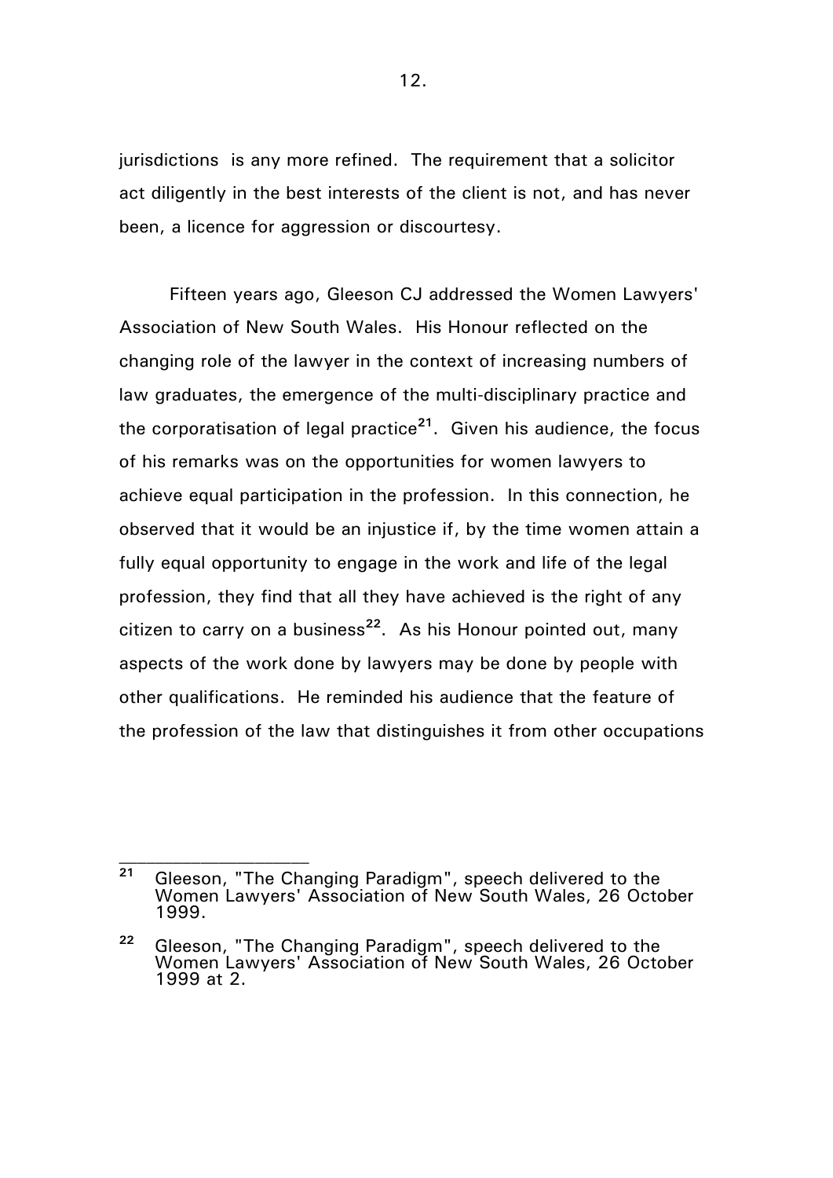jurisdictions is any more refined. The requirement that a solicitor act diligently in the best interests of the client is not, and has never been, a licence for aggression or discourtesy.

Fifteen years ago, Gleeson CJ addressed the Women Lawyers' Association of New South Wales. His Honour reflected on the changing role of the lawyer in the context of increasing numbers of law graduates, the emergence of the multi-disciplinary practice and the corporatisation of legal practice[21]. Given his audience, the focus of his remarks was on the opportunities for women lawyers to achieve equal participation in the profession. In this connection, he observed that it would be an injustice if, by the time women attain a fully equal opportunity to engage in the work and life of the legal profession, they find that all they have achieved is the right of any citizen to carry on a business[22]. As his Honour pointed out, many aspects of the work done by lawyers may be done by people with other qualifications. He reminded his audience that the feature of the profession of the law that distinguishes it from other occupations

---

[21] Gleeson, "The Changing Paradigm", speech delivered to the Women Lawyers' Association of New South Wales, 26 October 1999.

[22] Gleeson, "The Changing Paradigm", speech delivered to the Women Lawyers' Association of New South Wales, 26 October 1999 at 2.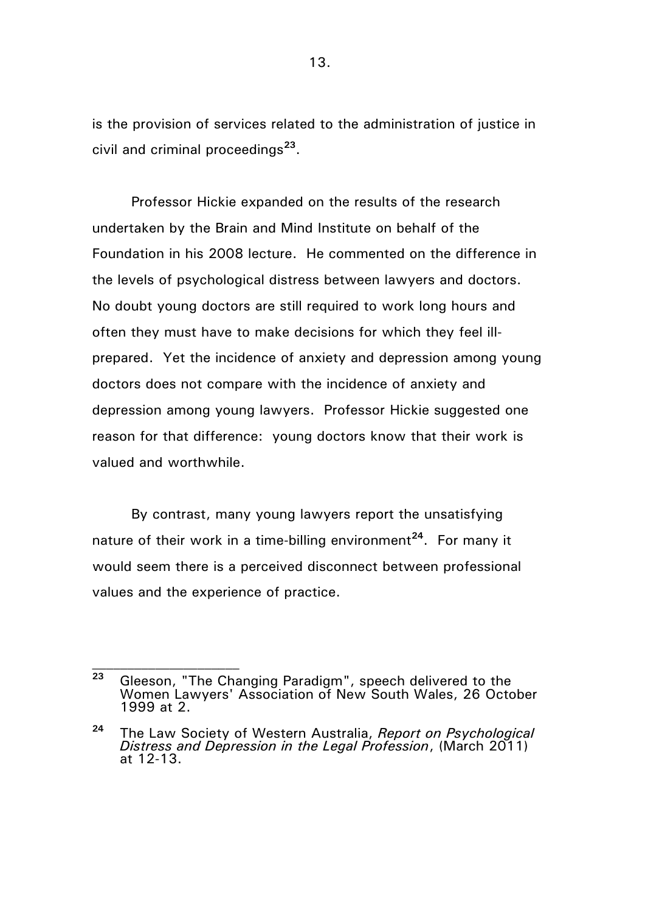is the provision of services related to the administration of justice in civil and criminal proceedings[23].

Professor Hickie expanded on the results of the research undertaken by the Brain and Mind Institute on behalf of the Foundation in his 2008 lecture. He commented on the difference in the levels of psychological distress between lawyers and doctors. No doubt young doctors are still required to work long hours and often they must have to make decisions for which they feel ill-prepared. Yet the incidence of anxiety and depression among young doctors does not compare with the incidence of anxiety and depression among young lawyers. Professor Hickie suggested one reason for that difference: young doctors know that their work is valued and worthwhile.

By contrast, many young lawyers report the unsatisfying nature of their work in a time-billing environment[24]. For many it would seem there is a perceived disconnect between professional values and the experience of practice.

---

[23] Gleeson, "The Changing Paradigm", speech delivered to the Women Lawyers' Association of New South Wales, 26 October 1999 at 2.

[24] The Law Society of Western Australia, *Report on Psychological Distress and Depression in the Legal Profession*, (March 2011) at 12-13.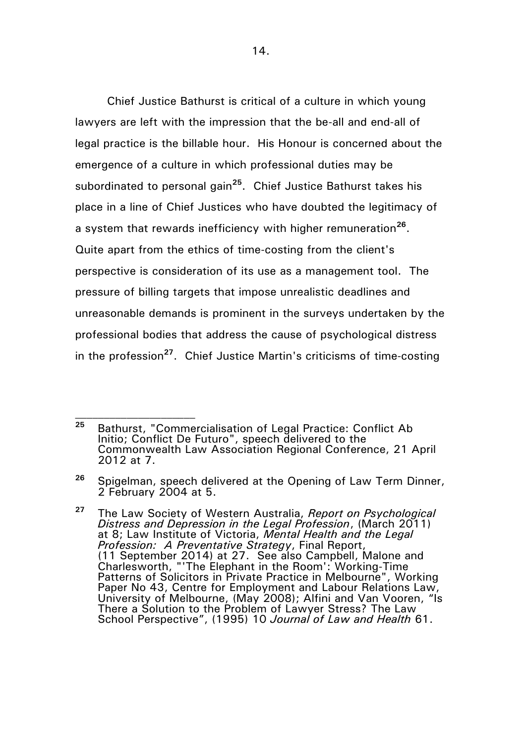Chief Justice Bathurst is critical of a culture in which young lawyers are left with the impression that the be-all and end-all of legal practice is the billable hour. His Honour is concerned about the emergence of a culture in which professional duties may be subordinated to personal gain[25]. Chief Justice Bathurst takes his place in a line of Chief Justices who have doubted the legitimacy of a system that rewards inefficiency with higher remuneration[26]. Quite apart from the ethics of time-costing from the client's perspective is consideration of its use as a management tool. The pressure of billing targets that impose unrealistic deadlines and unreasonable demands is prominent in the surveys undertaken by the professional bodies that address the cause of psychological distress in the profession[27]. Chief Justice Martin's criticisms of time-costing

---

[25] Bathurst, "Commercialisation of Legal Practice: Conflict Ab Initio; Conflict De Futuro", speech delivered to the Commonwealth Law Association Regional Conference, 21 April 2012 at 7.

[26] Spigelman, speech delivered at the Opening of Law Term Dinner, 2 February 2004 at 5.

[27] The Law Society of Western Australia, *Report on Psychological Distress and Depression in the Legal Profession*, (March 2011) at 8; Law Institute of Victoria, *Mental Health and the Legal Profession: A Preventative Strategy*, Final Report, (11 September 2014) at 27. See also Campbell, Malone and Charlesworth, "'The Elephant in the Room': Working-Time Patterns of Solicitors in Private Practice in Melbourne", Working Paper No 43, Centre for Employment and Labour Relations Law, University of Melbourne, (May 2008); Alfini and Van Vooren, "Is There a Solution to the Problem of Lawyer Stress? The Law School Perspective", (1995) 10 *Journal of Law and Health* 61.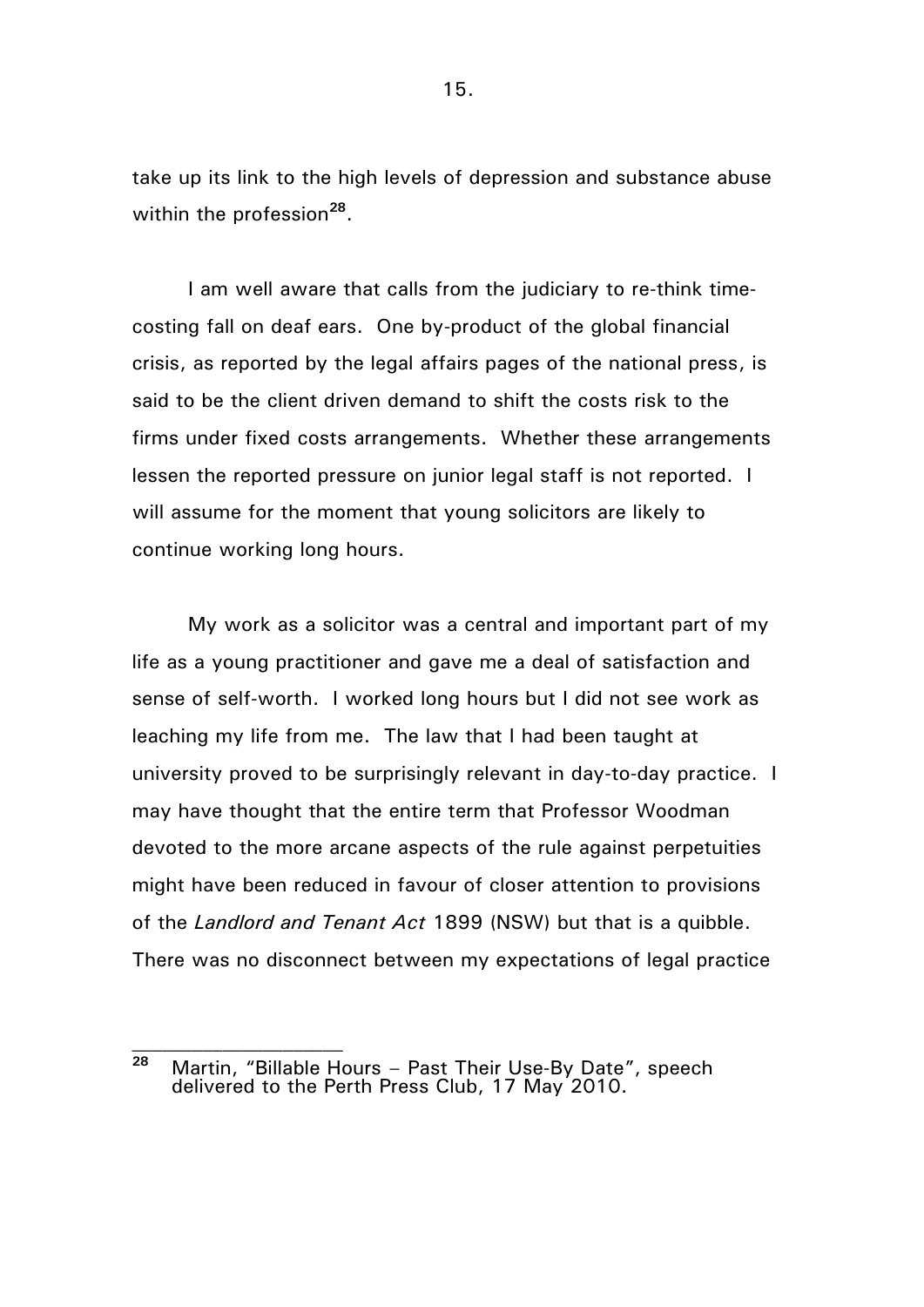take up its link to the high levels of depression and substance abuse within the profession[28].

I am well aware that calls from the judiciary to re-think time-costing fall on deaf ears. One by-product of the global financial crisis, as reported by the legal affairs pages of the national press, is said to be the client driven demand to shift the costs risk to the firms under fixed costs arrangements. Whether these arrangements lessen the reported pressure on junior legal staff is not reported. I will assume for the moment that young solicitors are likely to continue working long hours.

My work as a solicitor was a central and important part of my life as a young practitioner and gave me a deal of satisfaction and sense of self-worth. I worked long hours but I did not see work as leaching my life from me. The law that I had been taught at university proved to be surprisingly relevant in day-to-day practice. I may have thought that the entire term that Professor Woodman devoted to the more arcane aspects of the rule against perpetuities might have been reduced in favour of closer attention to provisions of the *Landlord and Tenant Act* 1899 (NSW) but that is a quibble. There was no disconnect between my expectations of legal practice

---

[28] Martin, "Billable Hours – Past Their Use-By Date", speech delivered to the Perth Press Club, 17 May 2010.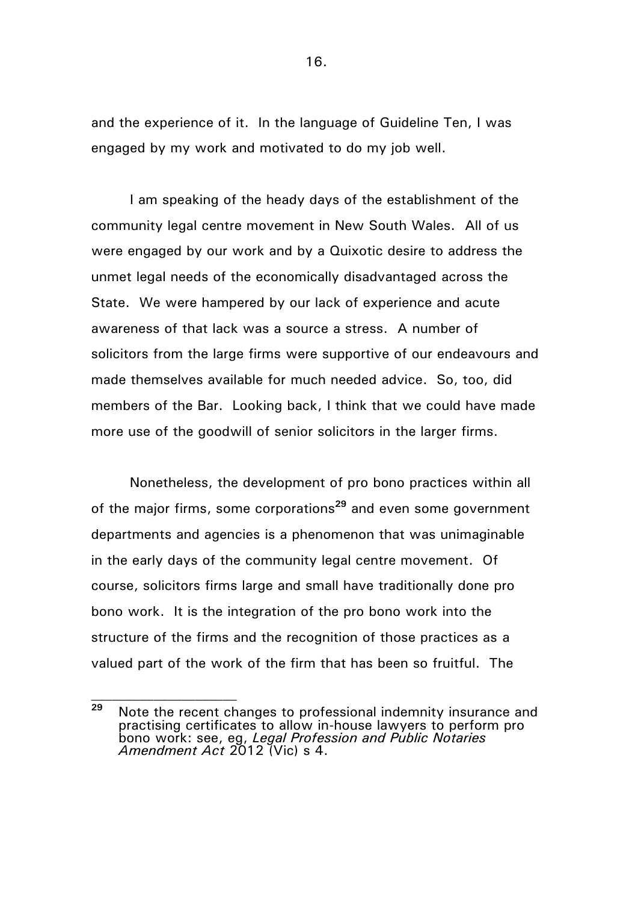and the experience of it. In the language of Guideline Ten, I was engaged by my work and motivated to do my job well.

I am speaking of the heady days of the establishment of the community legal centre movement in New South Wales. All of us were engaged by our work and by a Quixotic desire to address the unmet legal needs of the economically disadvantaged across the State. We were hampered by our lack of experience and acute awareness of that lack was a source a stress. A number of solicitors from the large firms were supportive of our endeavours and made themselves available for much needed advice. So, too, did members of the Bar. Looking back, I think that we could have made more use of the goodwill of senior solicitors in the larger firms.

Nonetheless, the development of pro bono practices within all of the major firms, some corporations[29] and even some government departments and agencies is a phenomenon that was unimaginable in the early days of the community legal centre movement. Of course, solicitors firms large and small have traditionally done pro bono work. It is the integration of the pro bono work into the structure of the firms and the recognition of those practices as a valued part of the work of the firm that has been so fruitful. The

---

[29] Note the recent changes to professional indemnity insurance and practising certificates to allow in-house lawyers to perform pro bono work: see, eg, *Legal Profession and Public Notaries Amendment Act* 2012 (Vic) s 4.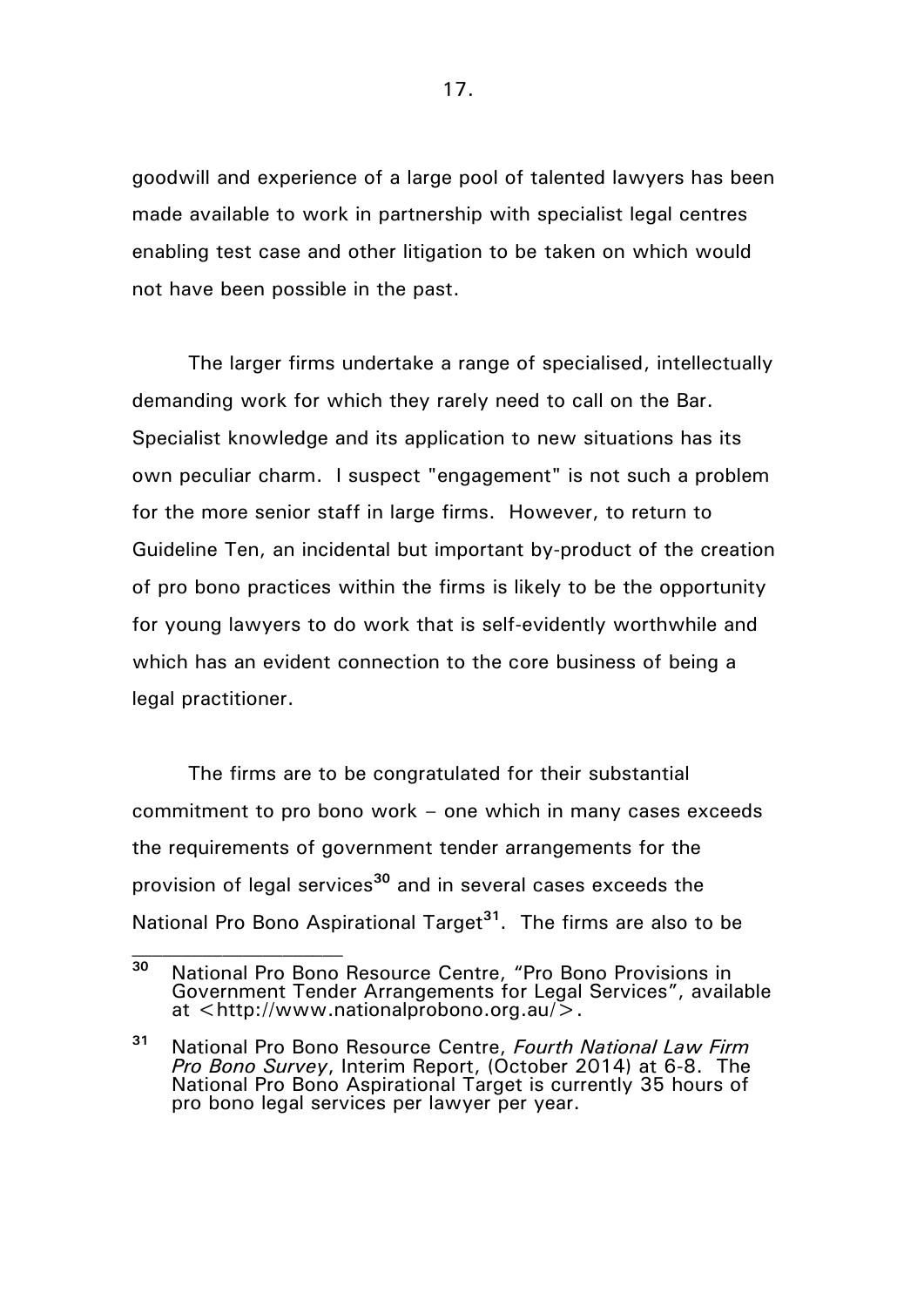goodwill and experience of a large pool of talented lawyers has been made available to work in partnership with specialist legal centres enabling test case and other litigation to be taken on which would not have been possible in the past.

The larger firms undertake a range of specialised, intellectually demanding work for which they rarely need to call on the Bar. Specialist knowledge and its application to new situations has its own peculiar charm. I suspect "engagement" is not such a problem for the more senior staff in large firms. However, to return to Guideline Ten, an incidental but important by-product of the creation of pro bono practices within the firms is likely to be the opportunity for young lawyers to do work that is self-evidently worthwhile and which has an evident connection to the core business of being a legal practitioner.

The firms are to be congratulated for their substantial commitment to pro bono work – one which in many cases exceeds the requirements of government tender arrangements for the provision of legal services[30] and in several cases exceeds the National Pro Bono Aspirational Target[31]. The firms are also to be

---

[30] National Pro Bono Resource Centre, "Pro Bono Provisions in Government Tender Arrangements for Legal Services", available at <http://www.nationalprobono.org.au/>.

[31] National Pro Bono Resource Centre, *Fourth National Law Firm Pro Bono Survey*, Interim Report, (October 2014) at 6-8. The National Pro Bono Aspirational Target is currently 35 hours of pro bono legal services per lawyer per year.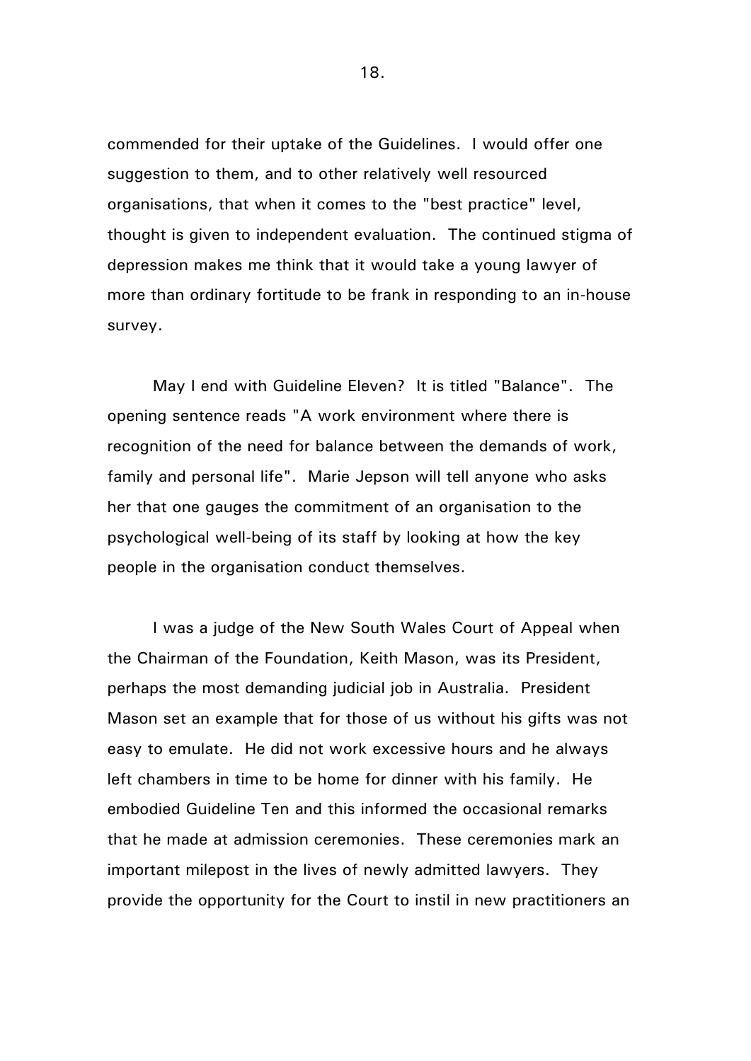commended for their uptake of the Guidelines. I would offer one suggestion to them, and to other relatively well resourced organisations, that when it comes to the "best practice" level, thought is given to independent evaluation. The continued stigma of depression makes me think that it would take a young lawyer of more than ordinary fortitude to be frank in responding to an in-house survey.

May I end with Guideline Eleven? It is titled "Balance". The opening sentence reads "A work environment where there is recognition of the need for balance between the demands of work, family and personal life". Marie Jepson will tell anyone who asks her that one gauges the commitment of an organisation to the psychological well-being of its staff by looking at how the key people in the organisation conduct themselves.

I was a judge of the New South Wales Court of Appeal when the Chairman of the Foundation, Keith Mason, was its President, perhaps the most demanding judicial job in Australia. President Mason set an example that for those of us without his gifts was not easy to emulate. He did not work excessive hours and he always left chambers in time to be home for dinner with his family. He embodied Guideline Ten and this informed the occasional remarks that he made at admission ceremonies. These ceremonies mark an important milepost in the lives of newly admitted lawyers. They provide the opportunity for the Court to instil in new practitioners an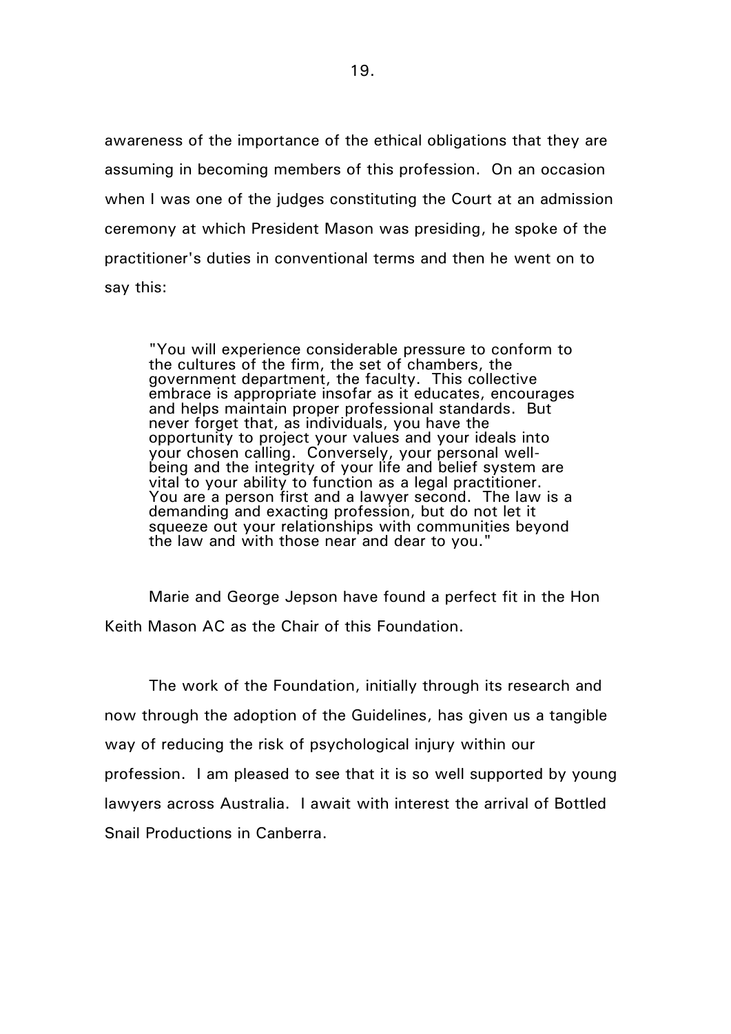awareness of the importance of the ethical obligations that they are assuming in becoming members of this profession. On an occasion when I was one of the judges constituting the Court at an admission ceremony at which President Mason was presiding, he spoke of the practitioner's duties in conventional terms and then he went on to say this:

> "You will experience considerable pressure to conform to the cultures of the firm, the set of chambers, the government department, the faculty. This collective embrace is appropriate insofar as it educates, encourages and helps maintain proper professional standards. But never forget that, as individuals, you have the opportunity to project your values and your ideals into your chosen calling. Conversely, your personal well-being and the integrity of your life and belief system are vital to your ability to function as a legal practitioner. You are a person first and a lawyer second. The law is a demanding and exacting profession, but do not let it squeeze out your relationships with communities beyond the law and with those near and dear to you."

Marie and George Jepson have found a perfect fit in the Hon Keith Mason AC as the Chair of this Foundation.

The work of the Foundation, initially through its research and now through the adoption of the Guidelines, has given us a tangible way of reducing the risk of psychological injury within our profession. I am pleased to see that it is so well supported by young lawyers across Australia. I await with interest the arrival of Bottled Snail Productions in Canberra.